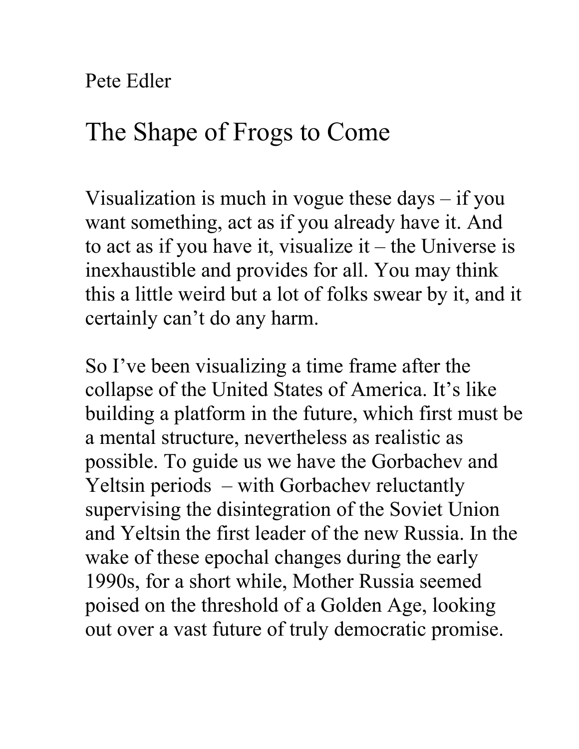Pete Edler

# The Shape of Frogs to Come

Visualization is much in vogue these days – if you want something, act as if you already have it. And to act as if you have it, visualize it – the Universe is inexhaustible and provides for all. You may think this a little weird but a lot of folks swear by it, and it certainly can't do any harm.

So I've been visualizing a time frame after the collapse of the United States of America. It's like building a platform in the future, which first must be a mental structure, nevertheless as realistic as possible. To guide us we have the Gorbachev and Yeltsin periods – with Gorbachev reluctantly supervising the disintegration of the Soviet Union and Yeltsin the first leader of the new Russia. In the wake of these epochal changes during the early 1990s, for a short while, Mother Russia seemed poised on the threshold of a Golden Age, looking out over a vast future of truly democratic promise.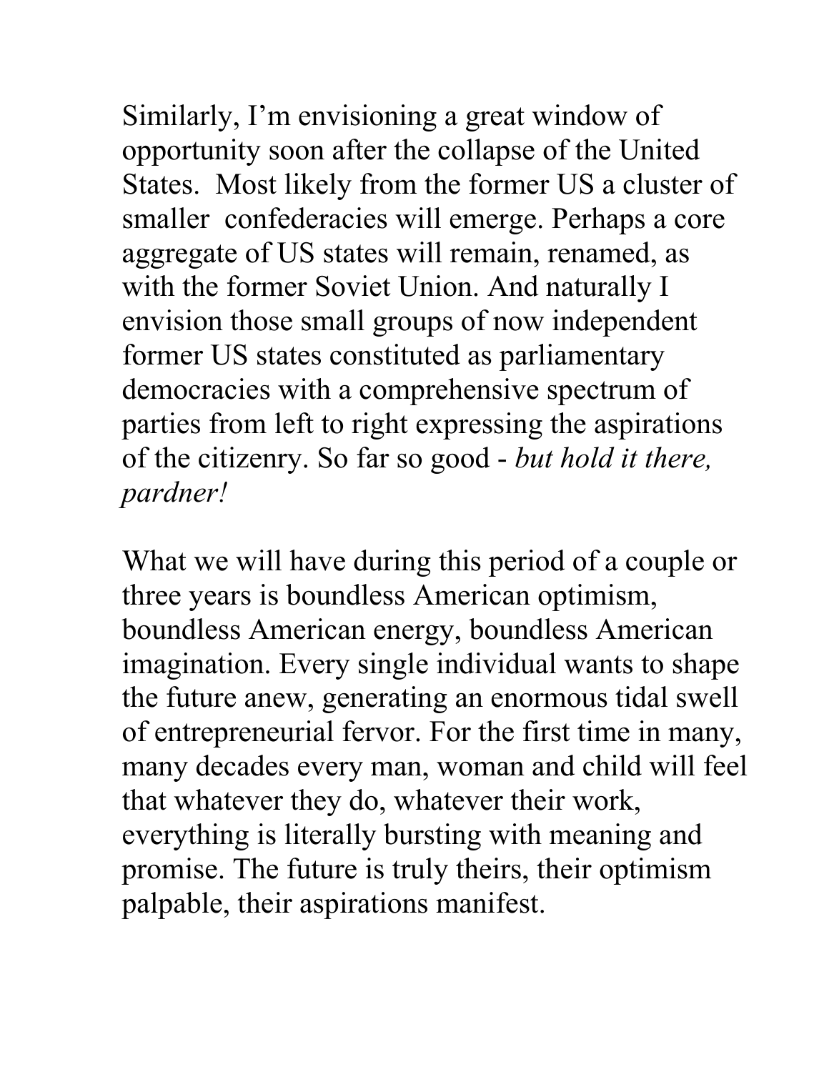Similarly, I'm envisioning a great window of opportunity soon after the collapse of the United States. Most likely from the former US a cluster of smaller confederacies will emerge. Perhaps a core aggregate of US states will remain, renamed, as with the former Soviet Union. And naturally I envision those small groups of now independent former US states constituted as parliamentary democracies with a comprehensive spectrum of parties from left to right expressing the aspirations of the citizenry. So far so good - *but hold it there, pardner!*

What we will have during this period of a couple or three years is boundless American optimism, boundless American energy, boundless American imagination. Every single individual wants to shape the future anew, generating an enormous tidal swell of entrepreneurial fervor. For the first time in many, many decades every man, woman and child will feel that whatever they do, whatever their work, everything is literally bursting with meaning and promise. The future is truly theirs, their optimism palpable, their aspirations manifest.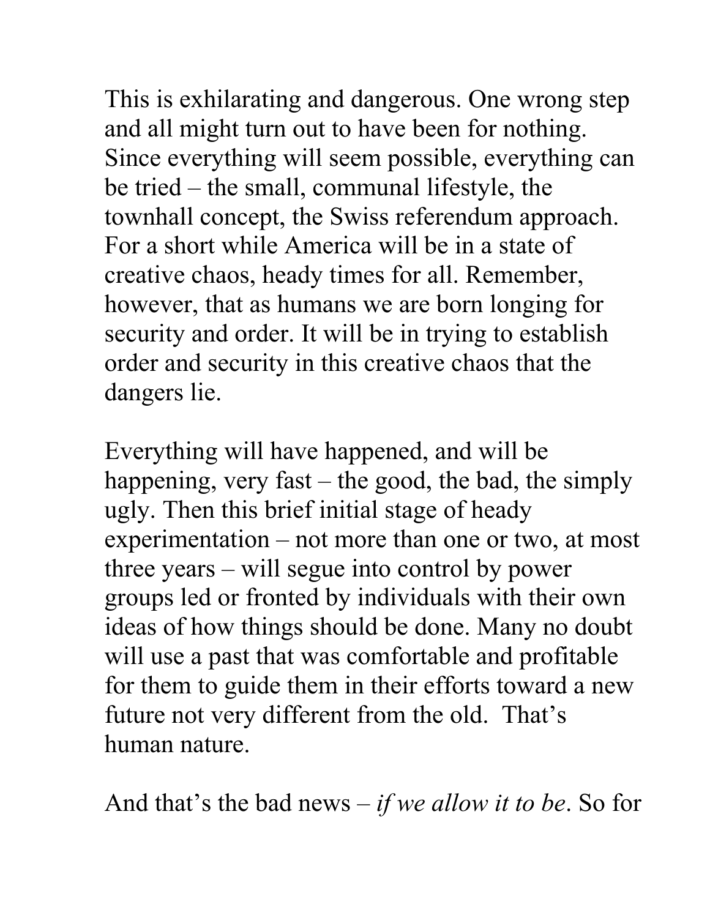This is exhilarating and dangerous. One wrong step and all might turn out to have been for nothing. Since everything will seem possible, everything can be tried – the small, communal lifestyle, the townhall concept, the Swiss referendum approach. For a short while America will be in a state of creative chaos, heady times for all. Remember, however, that as humans we are born longing for security and order. It will be in trying to establish order and security in this creative chaos that the dangers lie.

Everything will have happened, and will be happening, very fast – the good, the bad, the simply ugly. Then this brief initial stage of heady experimentation – not more than one or two, at most three years – will segue into control by power groups led or fronted by individuals with their own ideas of how things should be done. Many no doubt will use a past that was comfortable and profitable for them to guide them in their efforts toward a new future not very different from the old. That's human nature.

And that's the bad news – *if we allow it to be*. So for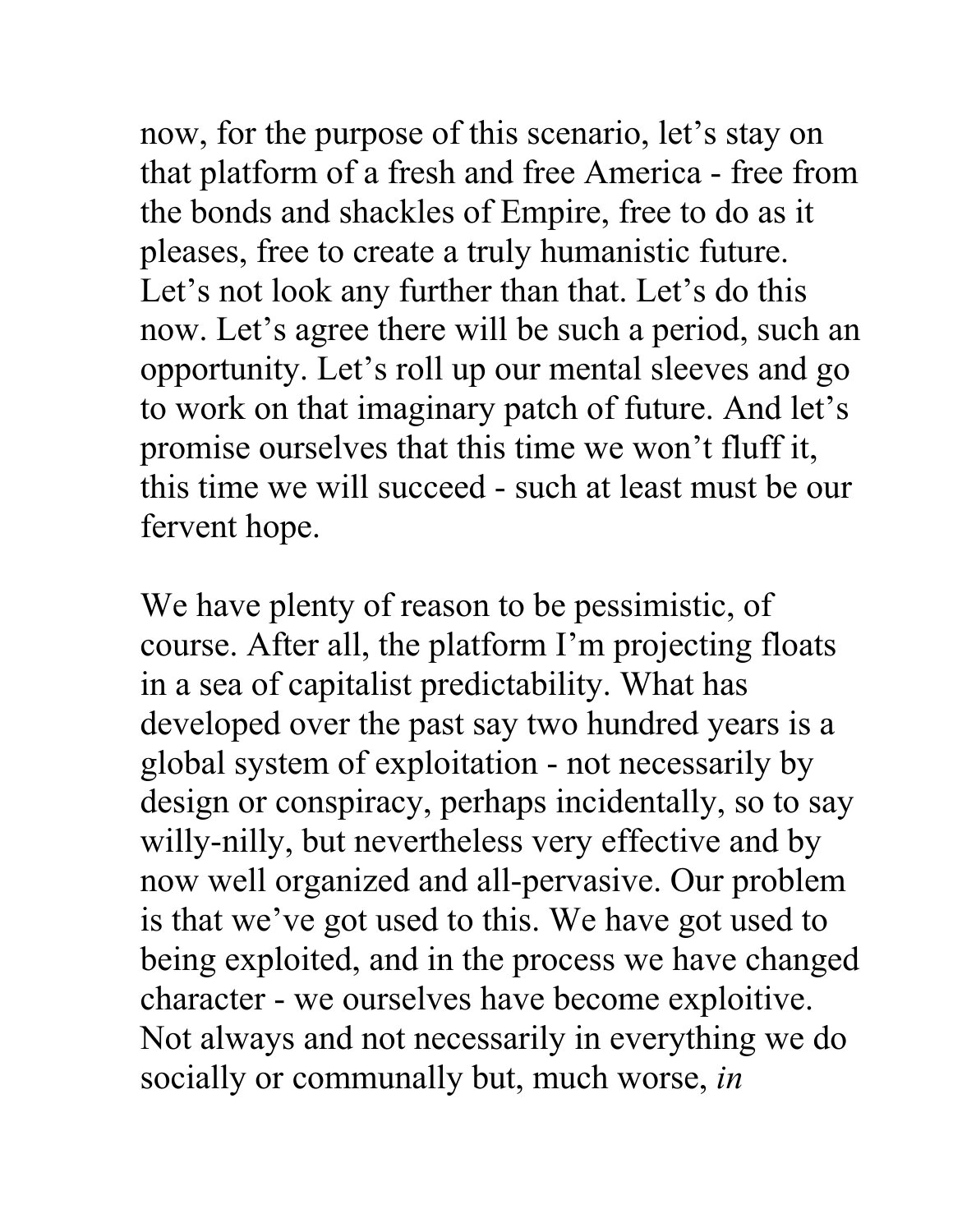now, for the purpose of this scenario, let's stay on that platform of a fresh and free America - free from the bonds and shackles of Empire, free to do as it pleases, free to create a truly humanistic future. Let's not look any further than that. Let's do this now. Let's agree there will be such a period, such an opportunity. Let's roll up our mental sleeves and go to work on that imaginary patch of future. And let's promise ourselves that this time we won't fluff it, this time we will succeed - such at least must be our fervent hope.

We have plenty of reason to be pessimistic, of course. After all, the platform I'm projecting floats in a sea of capitalist predictability. What has developed over the past say two hundred years is a global system of exploitation - not necessarily by design or conspiracy, perhaps incidentally, so to say willy-nilly, but nevertheless very effective and by now well organized and all-pervasive. Our problem is that we've got used to this. We have got used to being exploited, and in the process we have changed character - we ourselves have become exploitive. Not always and not necessarily in everything we do socially or communally but, much worse, *in*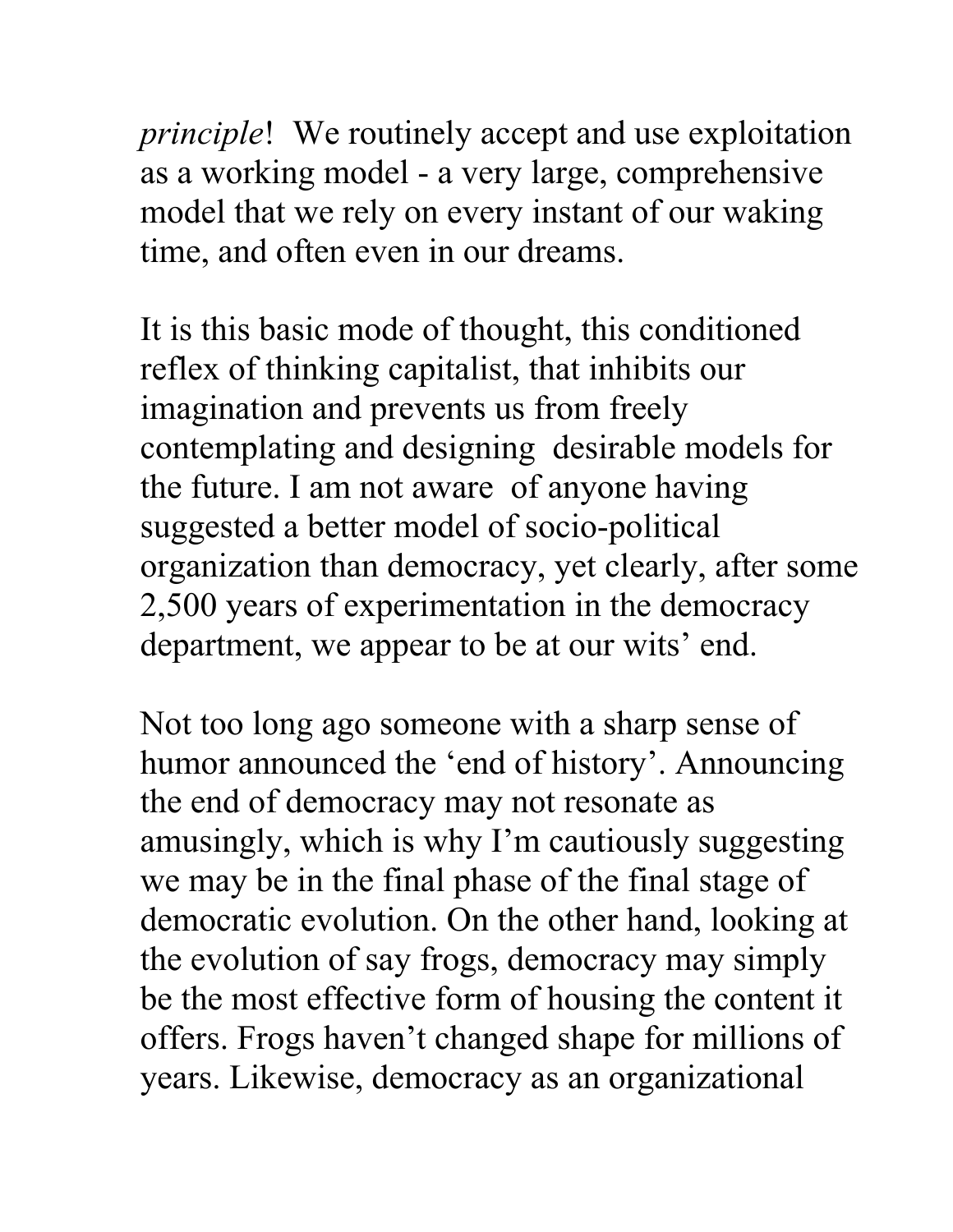*principle*! We routinely accept and use exploitation as a working model - a very large, comprehensive model that we rely on every instant of our waking time, and often even in our dreams.

It is this basic mode of thought, this conditioned reflex of thinking capitalist, that inhibits our imagination and prevents us from freely contemplating and designing desirable models for the future. I am not aware of anyone having suggested a better model of socio-political organization than democracy, yet clearly, after some 2,500 years of experimentation in the democracy department, we appear to be at our wits' end.

Not too long ago someone with a sharp sense of humor announced the 'end of history'. Announcing the end of democracy may not resonate as amusingly, which is why I'm cautiously suggesting we may be in the final phase of the final stage of democratic evolution. On the other hand, looking at the evolution of say frogs, democracy may simply be the most effective form of housing the content it offers. Frogs haven't changed shape for millions of years. Likewise, democracy as an organizational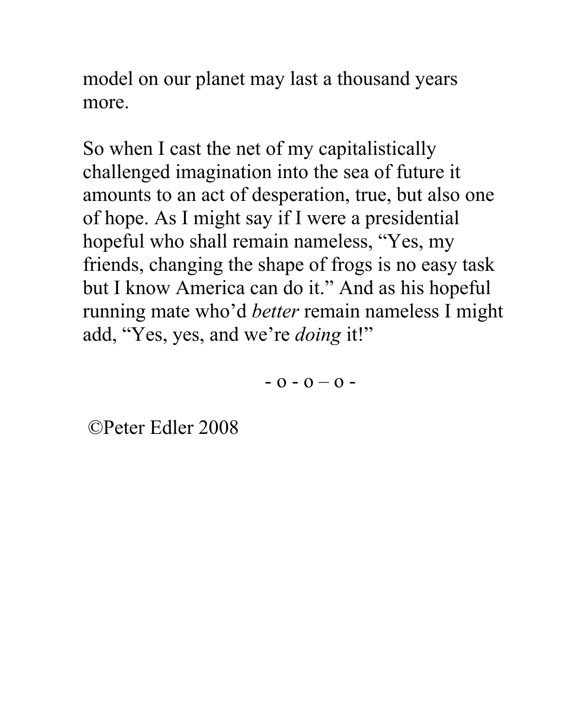model on our planet may last a thousand years more.

So when I cast the net of my capitalistically challenged imagination into the sea of future it amounts to an act of desperation, true, but also one of hope. As I might say if I were a presidential hopeful who shall remain nameless, “Yes, my friends, changing the shape of frogs is no easy task but I know America can do it.” And as his hopeful running mate who’d *better* remain nameless I might add, “Yes, yes, and we’re *doing* it!”

- o - o – o -

©Peter Edler 2008